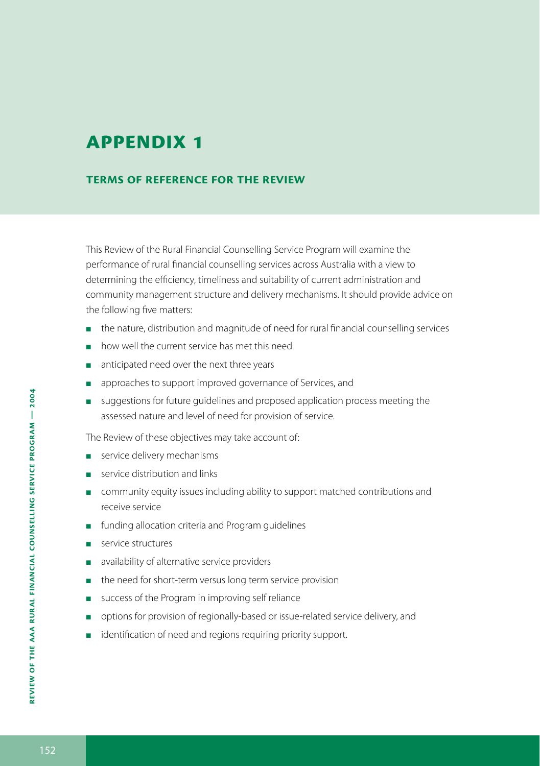# APPENDIX 1

## TERMS OF REFERENCE FOR THE REVIEW

This Review of the Rural Financial Counselling Service Program will examine the performance of rural financial counselling services across Australia with a view to determining the efficiency, timeliness and suitability of current administration and community management structure and delivery mechanisms. It should provide advice on the following five matters:

- the nature, distribution and magnitude of need for rural financial counselling services
- how well the current service has met this need
- anticipated need over the next three years
- approaches to support improved governance of Services, and
- suggestions for future guidelines and proposed application process meeting the assessed nature and level of need for provision of service.

The Review of these objectives may take account of:

- service delivery mechanisms
- service distribution and links
- community equity issues including ability to support matched contributions and receive service
- funding allocation criteria and Program guidelines
- service structures
- availability of alternative service providers
- the need for short-term versus long term service provision
- success of the Program in improving self reliance
- options for provision of regionally-based or issue-related service delivery, and
- identification of need and regions requiring priority support.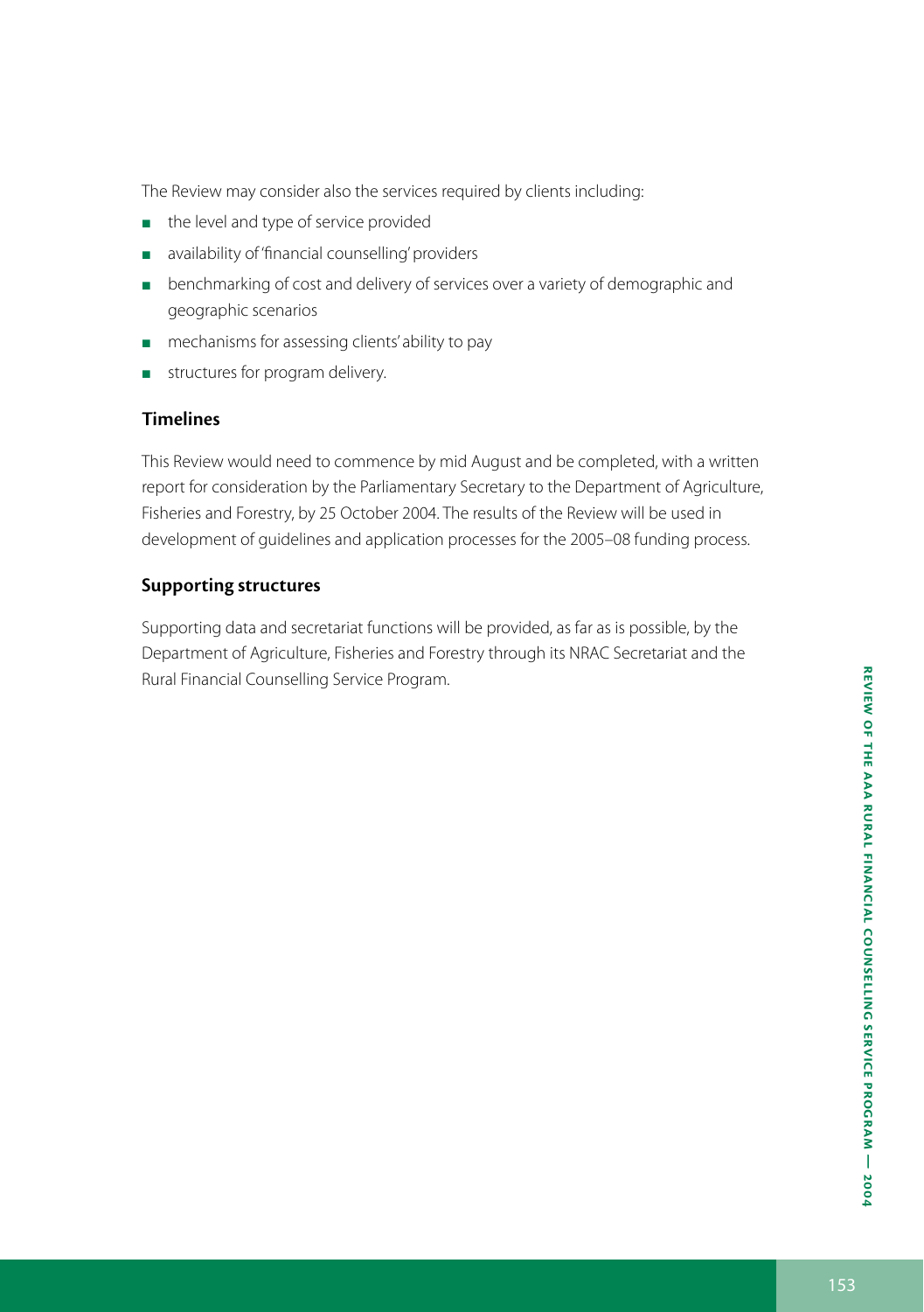The Review may consider also the services required by clients including:

- the level and type of service provided
- availability of 'financial counselling' providers
- benchmarking of cost and delivery of services over a variety of demographic and geographic scenarios
- mechanisms for assessing clients' ability to pay
- structures for program delivery.

### Timelines

This Review would need to commence by mid August and be completed, with a written report for consideration by the Parliamentary Secretary to the Department of Agriculture, Fisheries and Forestry, by 25 October 2004. The results of the Review will be used in development of guidelines and application processes for the 2005–08 funding process.

### Supporting structures

Supporting data and secretariat functions will be provided, as far as is possible, by the Department of Agriculture, Fisheries and Forestry through its NRAC Secretariat and the Rural Financial Counselling Service Program.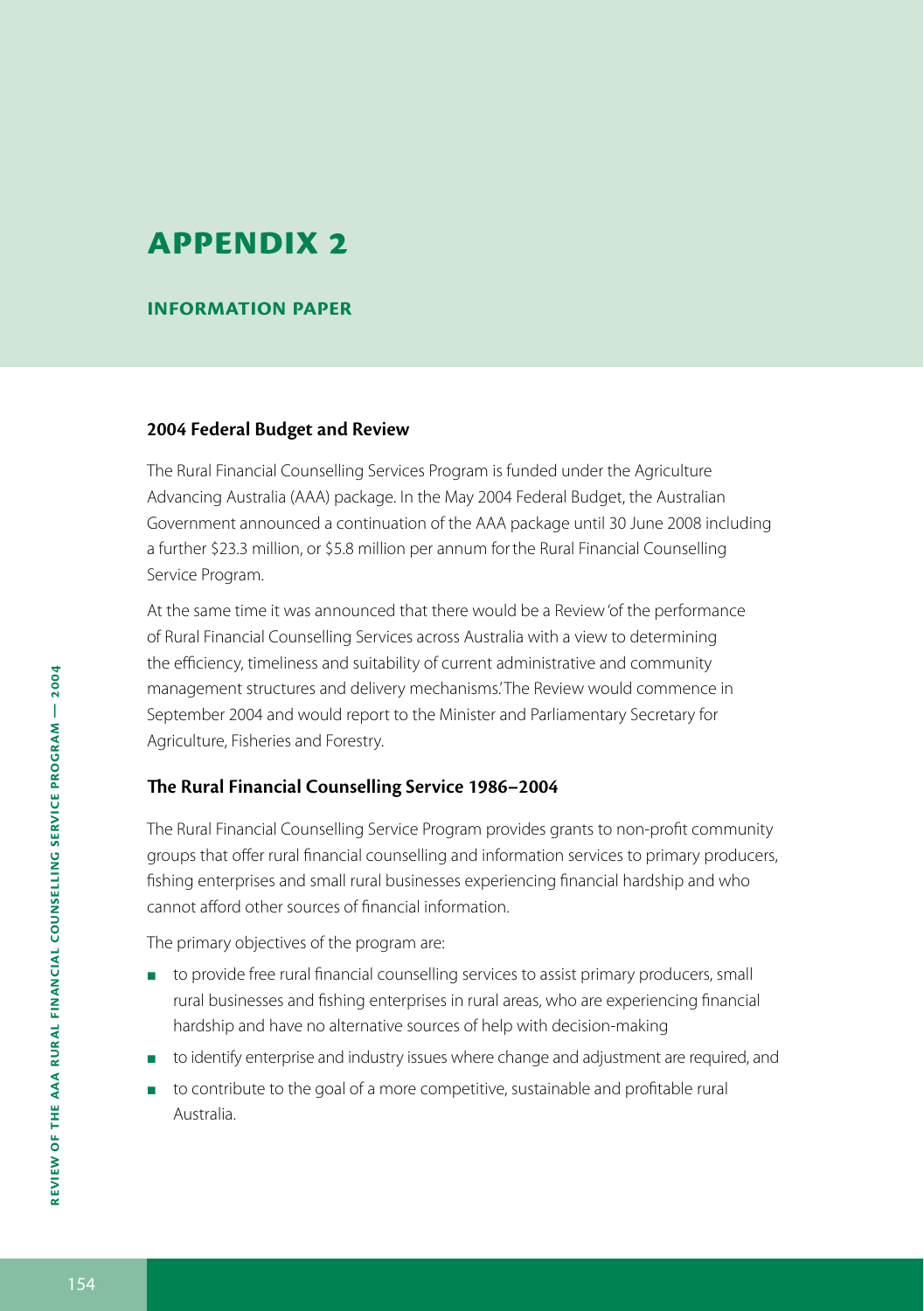# APPENDIX 2

## INFORMATION PAPER

### 2004 Federal Budget and Review

The Rural Financial Counselling Services Program is funded under the Agriculture Advancing Australia (AAA) package. In the May 2004 Federal Budget, the Australian Government announced a continuation of the AAA package until 30 June 2008 including a further $23.3 million, or $5.8 million per annum for the Rural Financial Counselling Service Program.

At the same time it was announced that there would be a Review 'of the performance of Rural Financial Counselling Services across Australia with a view to determining the efficiency, timeliness and suitability of current administrative and community management structures and delivery mechanisms.' The Review would commence in September 2004 and would report to the Minister and Parliamentary Secretary for Agriculture, Fisheries and Forestry.

### The Rural Financial Counselling Service 1986–2004

The Rural Financial Counselling Service Program provides grants to non-profit community groups that offer rural financial counselling and information services to primary producers, fishing enterprises and small rural businesses experiencing financial hardship and who cannot afford other sources of financial information.

The primary objectives of the program are:

- to provide free rural financial counselling services to assist primary producers, small rural businesses and fishing enterprises in rural areas, who are experiencing financial hardship and have no alternative sources of help with decision-making
- to identify enterprise and industry issues where change and adjustment are required, and
- to contribute to the goal of a more competitive, sustainable and profitable rural Australia.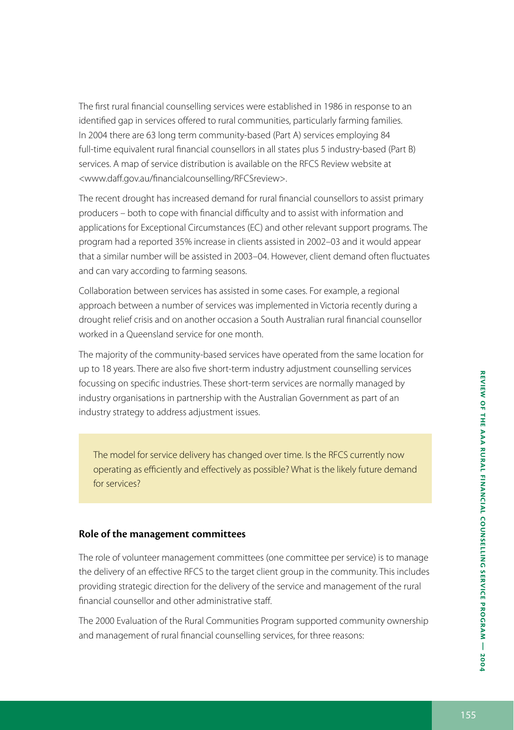The first rural financial counselling services were established in 1986 in response to an identified gap in services offered to rural communities, particularly farming families. In 2004 there are 63 long term community-based (Part A) services employing 84 full-time equivalent rural financial counsellors in all states plus 5 industry-based (Part B) services. A map of service distribution is available on the RFCS Review website at <www.daff.gov.au/financialcounselling/RFCSreview>.

The recent drought has increased demand for rural financial counsellors to assist primary producers – both to cope with financial difficulty and to assist with information and applications for Exceptional Circumstances (EC) and other relevant support programs. The program had a reported 35% increase in clients assisted in 2002–03 and it would appear that a similar number will be assisted in 2003–04. However, client demand often fluctuates and can vary according to farming seasons.

Collaboration between services has assisted in some cases. For example, a regional approach between a number of services was implemented in Victoria recently during a drought relief crisis and on another occasion a South Australian rural financial counsellor worked in a Queensland service for one month.

The majority of the community-based services have operated from the same location for up to 18 years. There are also five short-term industry adjustment counselling services focussing on specific industries. These short-term services are normally managed by industry organisations in partnership with the Australian Government as part of an industry strategy to address adjustment issues.

> The model for service delivery has changed over time. Is the RFCS currently now operating as efficiently and effectively as possible? What is the likely future demand for services?

### Role of the management committees

The role of volunteer management committees (one committee per service) is to manage the delivery of an effective RFCS to the target client group in the community. This includes providing strategic direction for the delivery of the service and management of the rural financial counsellor and other administrative staff.

The 2000 Evaluation of the Rural Communities Program supported community ownership and management of rural financial counselling services, for three reasons: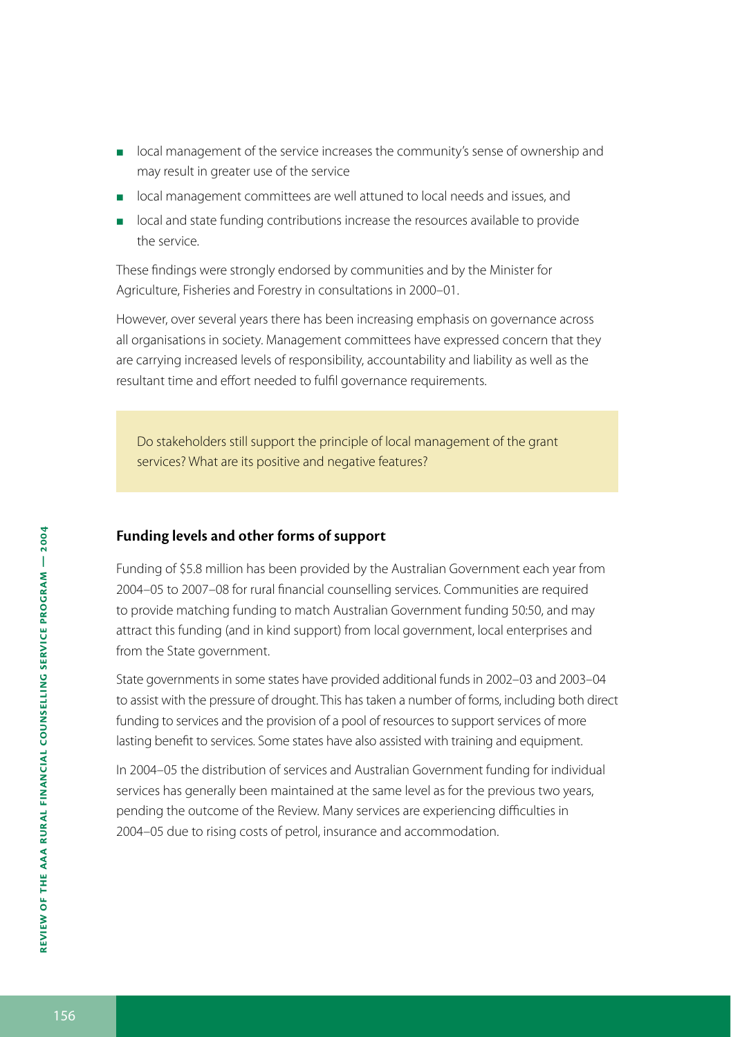- local management of the service increases the community's sense of ownership and may result in greater use of the service
- local management committees are well attuned to local needs and issues, and
- local and state funding contributions increase the resources available to provide the service.

These findings were strongly endorsed by communities and by the Minister for Agriculture, Fisheries and Forestry in consultations in 2000–01.

However, over several years there has been increasing emphasis on governance across all organisations in society. Management committees have expressed concern that they are carrying increased levels of responsibility, accountability and liability as well as the resultant time and effort needed to fulfil governance requirements.

> Do stakeholders still support the principle of local management of the grant services? What are its positive and negative features?

### Funding levels and other forms of support

Funding of $5.8 million has been provided by the Australian Government each year from 2004–05 to 2007–08 for rural financial counselling services. Communities are required to provide matching funding to match Australian Government funding 50:50, and may attract this funding (and in kind support) from local government, local enterprises and from the State government.

State governments in some states have provided additional funds in 2002–03 and 2003–04 to assist with the pressure of drought. This has taken a number of forms, including both direct funding to services and the provision of a pool of resources to support services of more lasting benefit to services. Some states have also assisted with training and equipment.

In 2004–05 the distribution of services and Australian Government funding for individual services has generally been maintained at the same level as for the previous two years, pending the outcome of the Review. Many services are experiencing difficulties in 2004–05 due to rising costs of petrol, insurance and accommodation.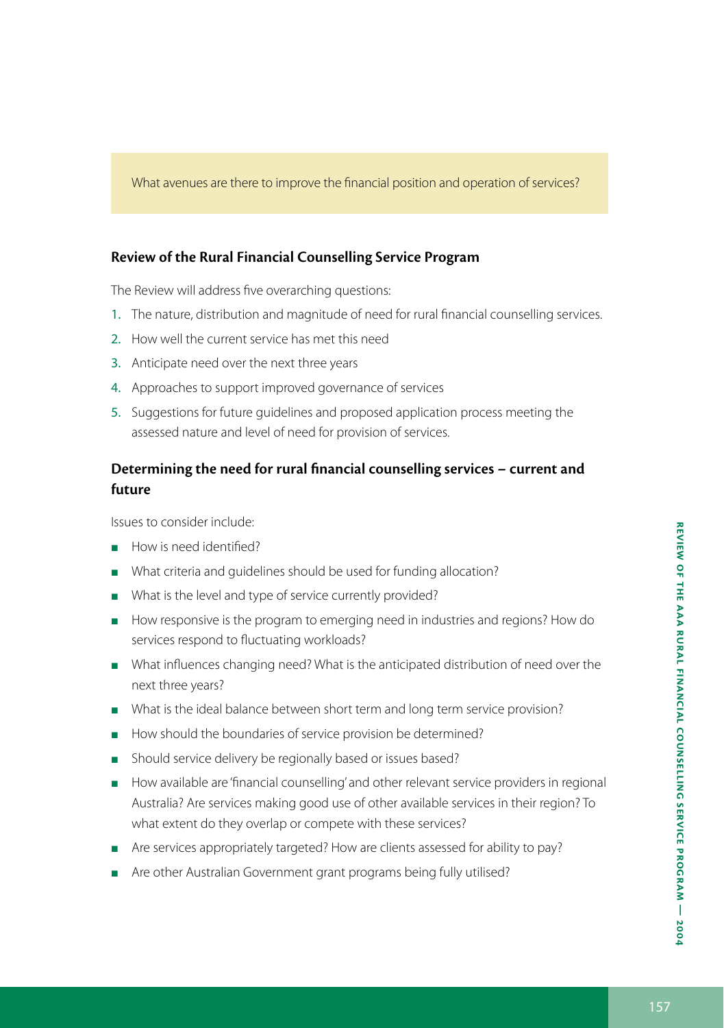What avenues are there to improve the financial position and operation of services?

### Review of the Rural Financial Counselling Service Program

The Review will address five overarching questions:

1. The nature, distribution and magnitude of need for rural financial counselling services.
2. How well the current service has met this need
3. Anticipate need over the next three years
4. Approaches to support improved governance of services
5. Suggestions for future guidelines and proposed application process meeting the assessed nature and level of need for provision of services.

### Determining the need for rural financial counselling services – current and future

Issues to consider include:

- How is need identified?
- What criteria and guidelines should be used for funding allocation?
- What is the level and type of service currently provided?
- How responsive is the program to emerging need in industries and regions? How do services respond to fluctuating workloads?
- What influences changing need? What is the anticipated distribution of need over the next three years?
- What is the ideal balance between short term and long term service provision?
- How should the boundaries of service provision be determined?
- Should service delivery be regionally based or issues based?
- How available are 'financial counselling' and other relevant service providers in regional Australia? Are services making good use of other available services in their region? To what extent do they overlap or compete with these services?
- Are services appropriately targeted? How are clients assessed for ability to pay?
- Are other Australian Government grant programs being fully utilised?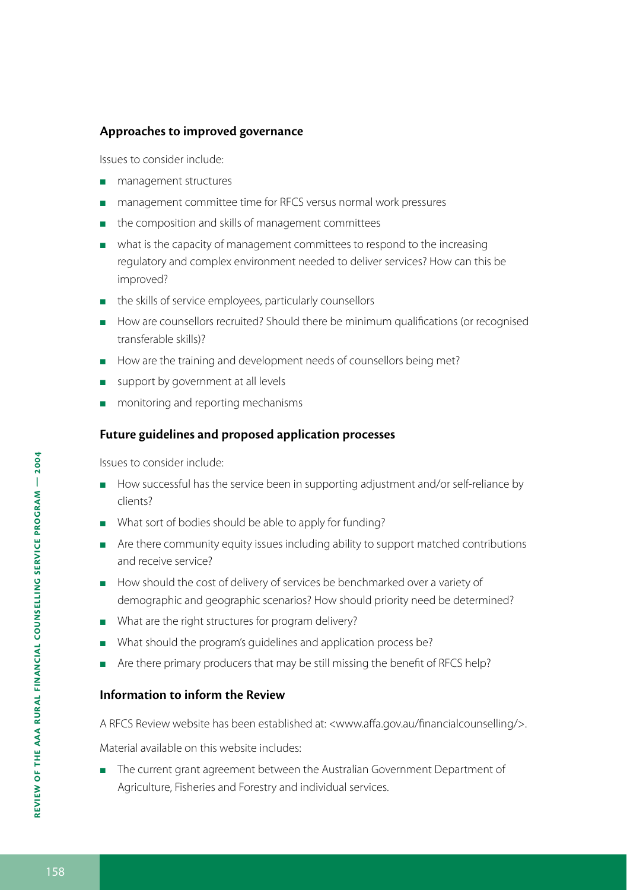#### Approaches to improved governance

Issues to consider include:

- management structures
- management committee time for RFCS versus normal work pressures
- the composition and skills of management committees
- what is the capacity of management committees to respond to the increasing regulatory and complex environment needed to deliver services? How can this be improved?
- the skills of service employees, particularly counsellors
- How are counsellors recruited? Should there be minimum qualifications (or recognised transferable skills)?
- How are the training and development needs of counsellors being met?
- support by government at all levels
- monitoring and reporting mechanisms

#### Future guidelines and proposed application processes

Issues to consider include:

- How successful has the service been in supporting adjustment and/or self-reliance by clients?
- What sort of bodies should be able to apply for funding?
- Are there community equity issues including ability to support matched contributions and receive service?
- How should the cost of delivery of services be benchmarked over a variety of demographic and geographic scenarios? How should priority need be determined?
- What are the right structures for program delivery?
- What should the program's guidelines and application process be?
- Are there primary producers that may be still missing the benefit of RFCS help?

#### Information to inform the Review

A RFCS Review website has been established at: <www.affa.gov.au/financialcounselling/>.

Material available on this website includes:

- The current grant agreement between the Australian Government Department of Agriculture, Fisheries and Forestry and individual services.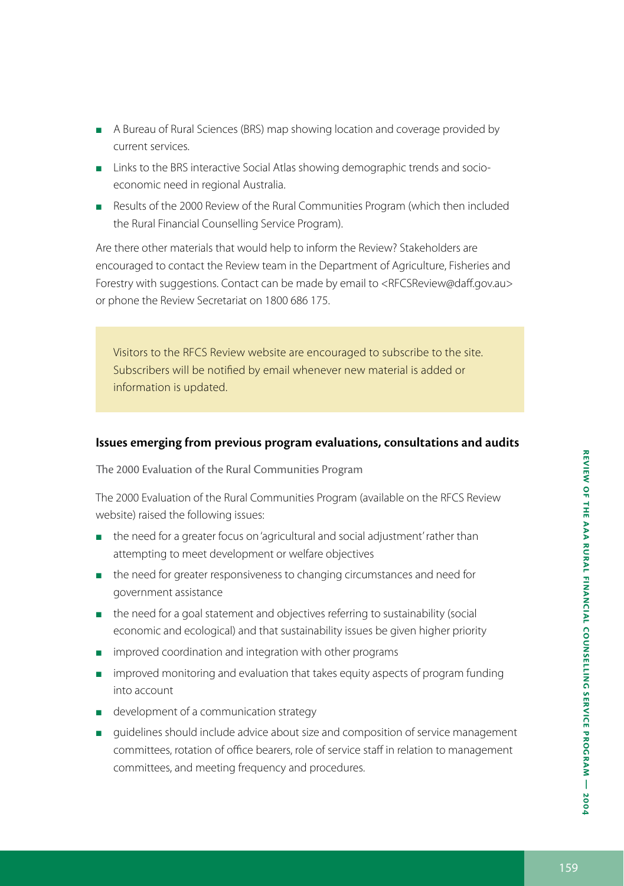- A Bureau of Rural Sciences (BRS) map showing location and coverage provided by current services.
- Links to the BRS interactive Social Atlas showing demographic trends and socio-economic need in regional Australia.
- Results of the 2000 Review of the Rural Communities Program (which then included the Rural Financial Counselling Service Program).

Are there other materials that would help to inform the Review? Stakeholders are encouraged to contact the Review team in the Department of Agriculture, Fisheries and Forestry with suggestions. Contact can be made by email to <RFCSReview@daff.gov.au> or phone the Review Secretariat on 1800 686 175.

> Visitors to the RFCS Review website are encouraged to subscribe to the site. Subscribers will be notified by email whenever new material is added or information is updated.

### Issues emerging from previous program evaluations, consultations and audits

The 2000 Evaluation of the Rural Communities Program

The 2000 Evaluation of the Rural Communities Program (available on the RFCS Review website) raised the following issues:

- the need for a greater focus on 'agricultural and social adjustment' rather than attempting to meet development or welfare objectives
- the need for greater responsiveness to changing circumstances and need for government assistance
- the need for a goal statement and objectives referring to sustainability (social economic and ecological) and that sustainability issues be given higher priority
- improved coordination and integration with other programs
- improved monitoring and evaluation that takes equity aspects of program funding into account
- development of a communication strategy
- guidelines should include advice about size and composition of service management committees, rotation of office bearers, role of service staff in relation to management committees, and meeting frequency and procedures.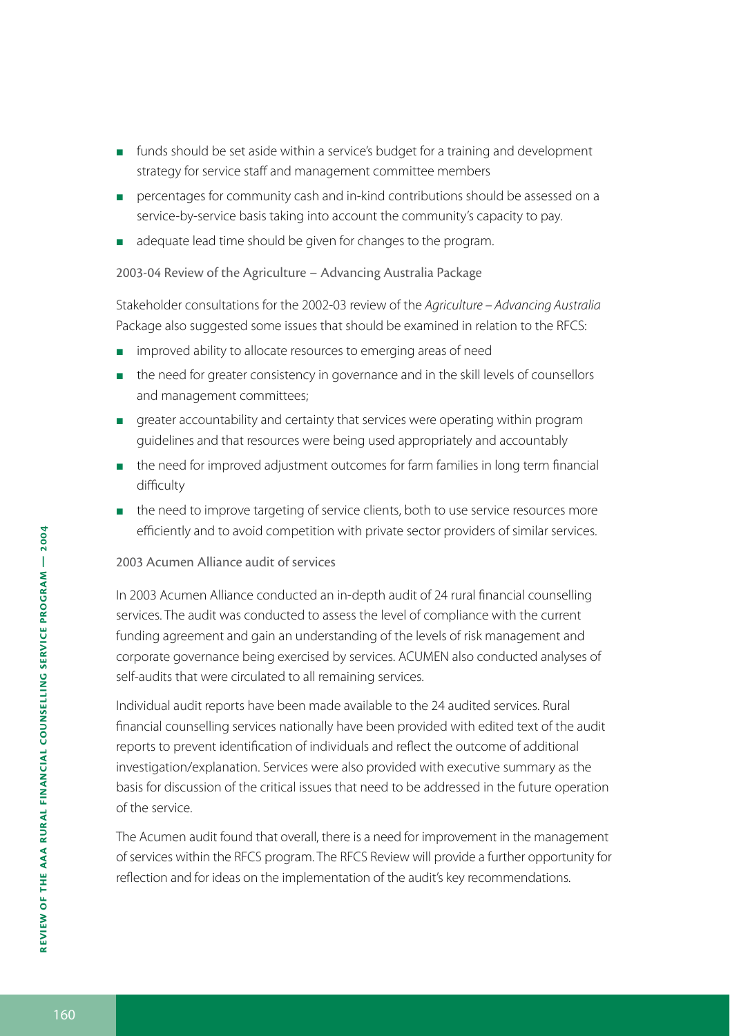- funds should be set aside within a service's budget for a training and development strategy for service staff and management committee members
- percentages for community cash and in-kind contributions should be assessed on a service-by-service basis taking into account the community's capacity to pay.
- adequate lead time should be given for changes to the program.

### 2003-04 Review of the Agriculture – Advancing Australia Package

Stakeholder consultations for the 2002-03 review of the *Agriculture – Advancing Australia* Package also suggested some issues that should be examined in relation to the RFCS:

- improved ability to allocate resources to emerging areas of need
- the need for greater consistency in governance and in the skill levels of counsellors and management committees;
- greater accountability and certainty that services were operating within program guidelines and that resources were being used appropriately and accountably
- the need for improved adjustment outcomes for farm families in long term financial difficulty
- the need to improve targeting of service clients, both to use service resources more efficiently and to avoid competition with private sector providers of similar services.

### 2003 Acumen Alliance audit of services

In 2003 Acumen Alliance conducted an in-depth audit of 24 rural financial counselling services. The audit was conducted to assess the level of compliance with the current funding agreement and gain an understanding of the levels of risk management and corporate governance being exercised by services. ACUMEN also conducted analyses of self-audits that were circulated to all remaining services.

Individual audit reports have been made available to the 24 audited services. Rural financial counselling services nationally have been provided with edited text of the audit reports to prevent identification of individuals and reflect the outcome of additional investigation/explanation. Services were also provided with executive summary as the basis for discussion of the critical issues that need to be addressed in the future operation of the service.

The Acumen audit found that overall, there is a need for improvement in the management of services within the RFCS program. The RFCS Review will provide a further opportunity for reflection and for ideas on the implementation of the audit's key recommendations.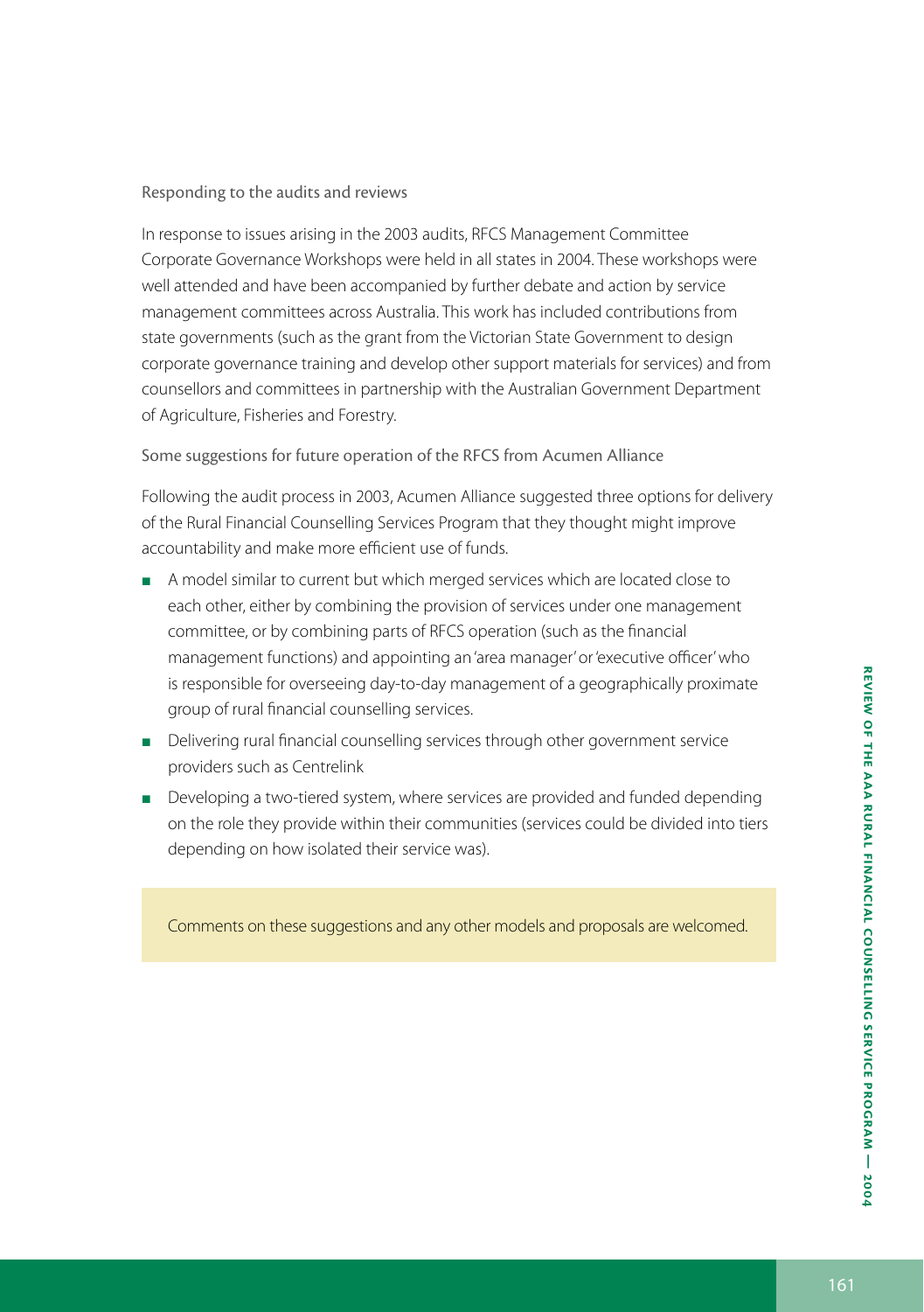### Responding to the audits and reviews

In response to issues arising in the 2003 audits, RFCS Management Committee Corporate Governance Workshops were held in all states in 2004. These workshops were well attended and have been accompanied by further debate and action by service management committees across Australia. This work has included contributions from state governments (such as the grant from the Victorian State Government to design corporate governance training and develop other support materials for services) and from counsellors and committees in partnership with the Australian Government Department of Agriculture, Fisheries and Forestry.

### Some suggestions for future operation of the RFCS from Acumen Alliance

Following the audit process in 2003, Acumen Alliance suggested three options for delivery of the Rural Financial Counselling Services Program that they thought might improve accountability and make more efficient use of funds.

- A model similar to current but which merged services which are located close to each other, either by combining the provision of services under one management committee, or by combining parts of RFCS operation (such as the financial management functions) and appointing an 'area manager' or 'executive officer' who is responsible for overseeing day-to-day management of a geographically proximate group of rural financial counselling services.
- Delivering rural financial counselling services through other government service providers such as Centrelink
- Developing a two-tiered system, where services are provided and funded depending on the role they provide within their communities (services could be divided into tiers depending on how isolated their service was).

Comments on these suggestions and any other models and proposals are welcomed.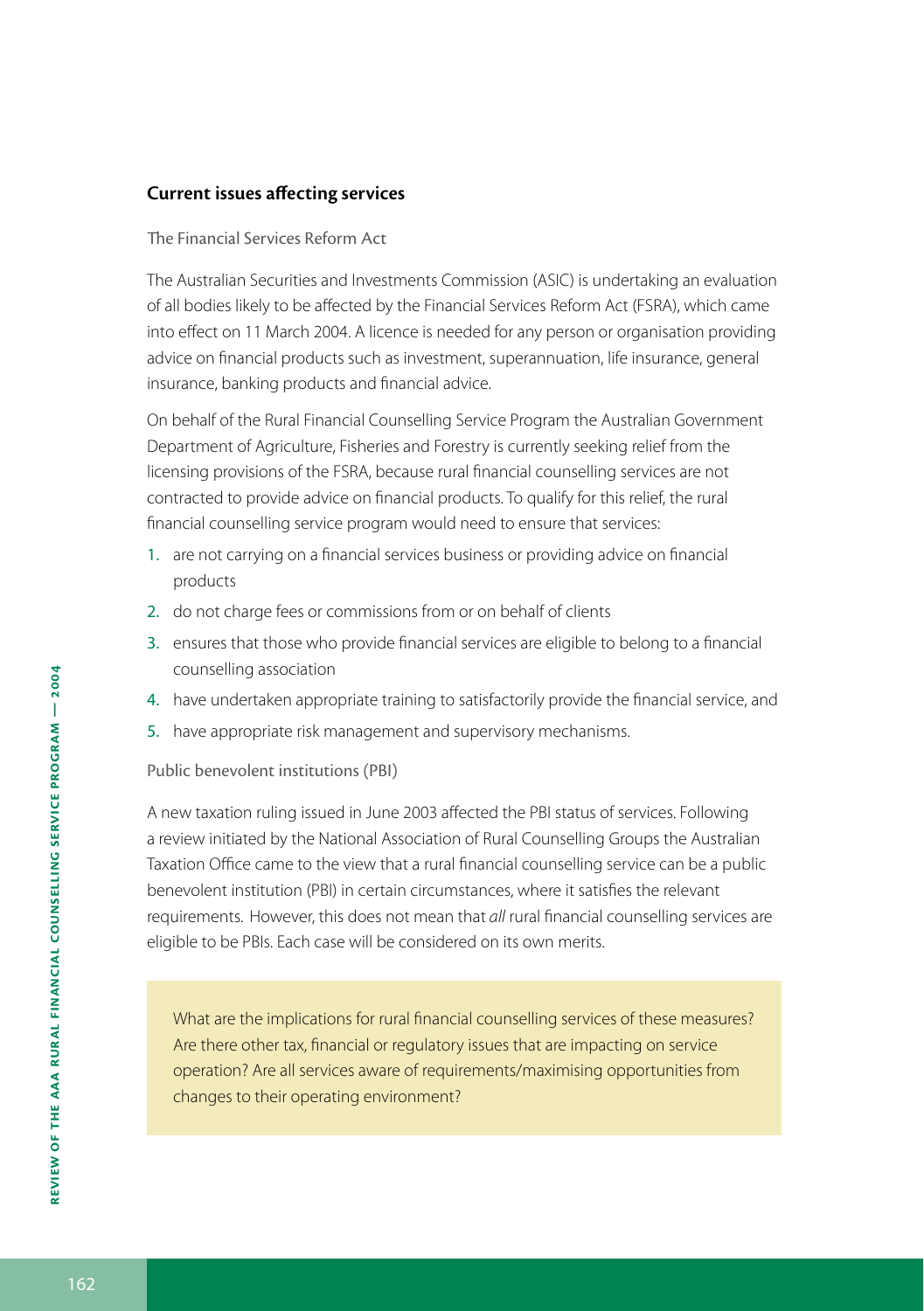## Current issues affecting services

### The Financial Services Reform Act

The Australian Securities and Investments Commission (ASIC) is undertaking an evaluation of all bodies likely to be affected by the Financial Services Reform Act (FSRA), which came into effect on 11 March 2004. A licence is needed for any person or organisation providing advice on financial products such as investment, superannuation, life insurance, general insurance, banking products and financial advice.

On behalf of the Rural Financial Counselling Service Program the Australian Government Department of Agriculture, Fisheries and Forestry is currently seeking relief from the licensing provisions of the FSRA, because rural financial counselling services are not contracted to provide advice on financial products. To qualify for this relief, the rural financial counselling service program would need to ensure that services:

1. are not carrying on a financial services business or providing advice on financial products
2. do not charge fees or commissions from or on behalf of clients
3. ensures that those who provide financial services are eligible to belong to a financial counselling association
4. have undertaken appropriate training to satisfactorily provide the financial service, and
5. have appropriate risk management and supervisory mechanisms.

### Public benevolent institutions (PBI)

A new taxation ruling issued in June 2003 affected the PBI status of services. Following a review initiated by the National Association of Rural Counselling Groups the Australian Taxation Office came to the view that a rural financial counselling service can be a public benevolent institution (PBI) in certain circumstances, where it satisfies the relevant requirements. However, this does not mean that *all* rural financial counselling services are eligible to be PBIs. Each case will be considered on its own merits.

> What are the implications for rural financial counselling services of these measures? Are there other tax, financial or regulatory issues that are impacting on service operation? Are all services aware of requirements/maximising opportunities from changes to their operating environment?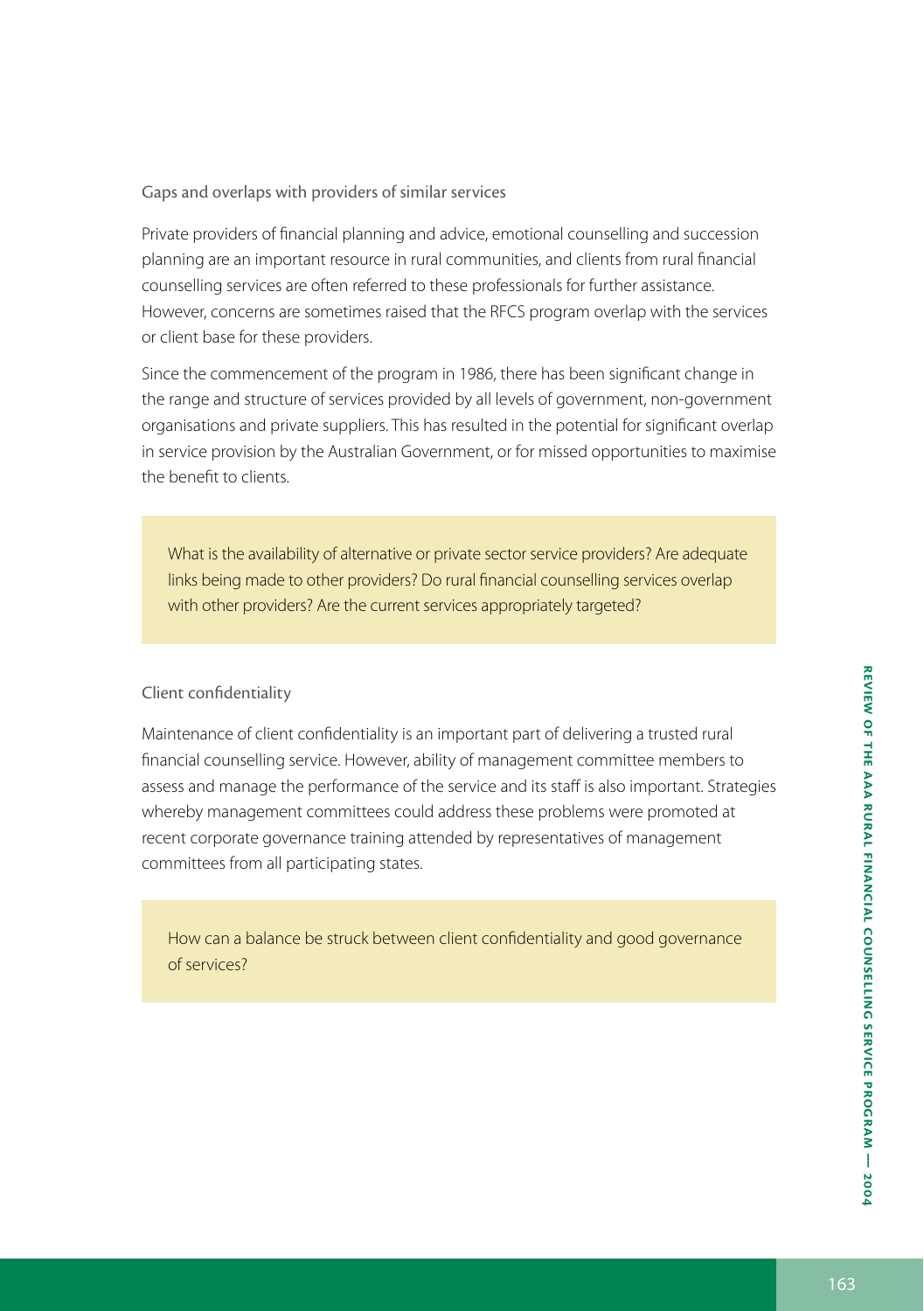### Gaps and overlaps with providers of similar services

Private providers of financial planning and advice, emotional counselling and succession planning are an important resource in rural communities, and clients from rural financial counselling services are often referred to these professionals for further assistance. However, concerns are sometimes raised that the RFCS program overlap with the services or client base for these providers.

Since the commencement of the program in 1986, there has been significant change in the range and structure of services provided by all levels of government, non-government organisations and private suppliers. This has resulted in the potential for significant overlap in service provision by the Australian Government, or for missed opportunities to maximise the benefit to clients.

> What is the availability of alternative or private sector service providers? Are adequate links being made to other providers? Do rural financial counselling services overlap with other providers? Are the current services appropriately targeted?

### Client confidentiality

Maintenance of client confidentiality is an important part of delivering a trusted rural financial counselling service. However, ability of management committee members to assess and manage the performance of the service and its staff is also important. Strategies whereby management committees could address these problems were promoted at recent corporate governance training attended by representatives of management committees from all participating states.

> How can a balance be struck between client confidentiality and good governance of services?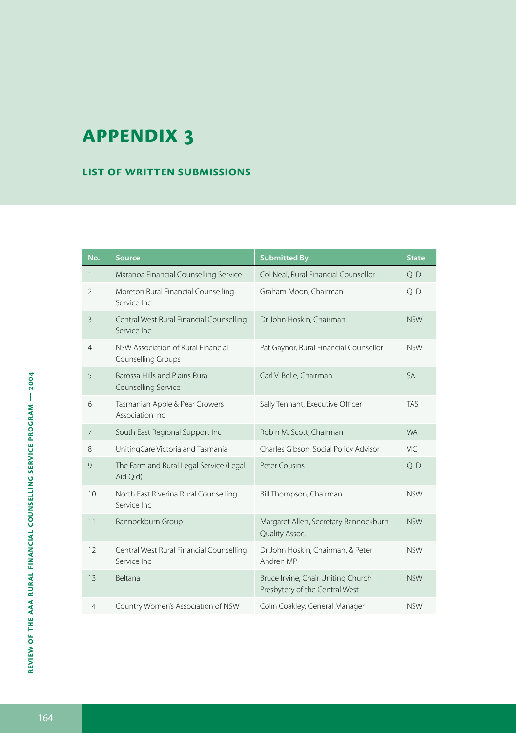# APPENDIX 3

## LIST OF WRITTEN SUBMISSIONS

| No. | Source | Submitted By | State |
|---|---|---|---|
| 1 | Maranoa Financial Counselling Service | Col Neal, Rural Financial Counsellor | QLD |
| 2 | Moreton Rural Financial Counselling Service Inc | Graham Moon, Chairman | QLD |
| 3 | Central West Rural Financial Counselling Service Inc | Dr John Hoskin, Chairman | NSW |
| 4 | NSW Association of Rural Financial Counselling Groups | Pat Gaynor, Rural Financial Counsellor | NSW |
| 5 | Barossa Hills and Plains Rural Counselling Service | Carl V. Belle, Chairman | SA |
| 6 | Tasmanian Apple & Pear Growers Association Inc | Sally Tennant, Executive Officer | TAS |
| 7 | South East Regional Support Inc | Robin M. Scott, Chairman | WA |
| 8 | UnitingCare Victoria and Tasmania | Charles Gibson, Social Policy Advisor | VIC |
| 9 | The Farm and Rural Legal Service (Legal Aid Qld) | Peter Cousins | QLD |
| 10 | North East Riverina Rural Counselling Service Inc | Bill Thompson, Chairman | NSW |
| 11 | Bannockburn Group | Margaret Allen, Secretary Bannockburn Quality Assoc. | NSW |
| 12 | Central West Rural Financial Counselling Service Inc | Dr John Hoskin, Chairman, & Peter Andren MP | NSW |
| 13 | Beltana | Bruce Irvine, Chair Uniting Church Presbytery of the Central West | NSW |
| 14 | Country Women's Association of NSW | Colin Coakley, General Manager | NSW |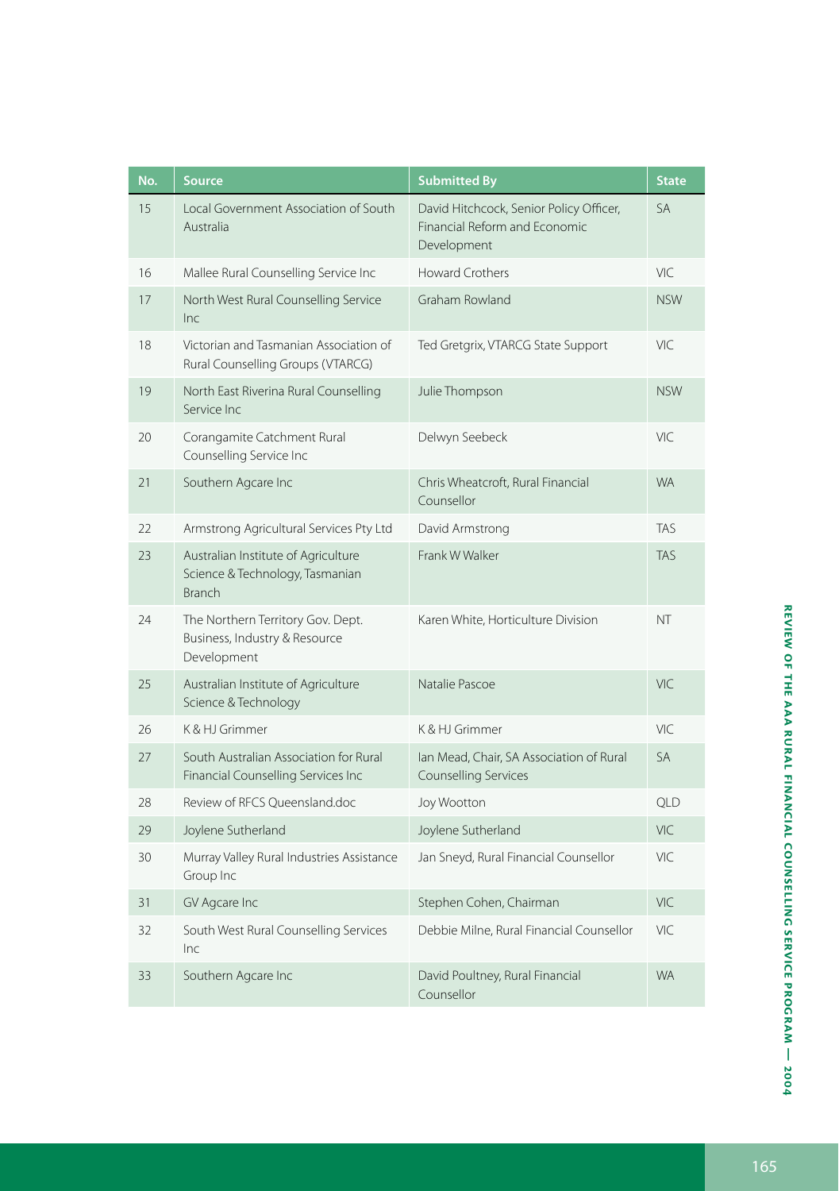| No. | Source | Submitted By | State |
|---|---|---|---|
| 15 | Local Government Association of South Australia | David Hitchcock, Senior Policy Officer, Financial Reform and Economic Development | SA |
| 16 | Mallee Rural Counselling Service Inc | Howard Crothers | VIC |
| 17 | North West Rural Counselling Service Inc | Graham Rowland | NSW |
| 18 | Victorian and Tasmanian Association of Rural Counselling Groups (VTARCG) | Ted Gretgrix, VTARCG State Support | VIC |
| 19 | North East Riverina Rural Counselling Service Inc | Julie Thompson | NSW |
| 20 | Corangamite Catchment Rural Counselling Service Inc | Delwyn Seebeck | VIC |
| 21 | Southern Agcare Inc | Chris Wheatcroft, Rural Financial Counsellor | WA |
| 22 | Armstrong Agricultural Services Pty Ltd | David Armstrong | TAS |
| 23 | Australian Institute of Agriculture Science & Technology, Tasmanian Branch | Frank W Walker | TAS |
| 24 | The Northern Territory Gov. Dept. Business, Industry & Resource Development | Karen White, Horticulture Division | NT |
| 25 | Australian Institute of Agriculture Science & Technology | Natalie Pascoe | VIC |
| 26 | K & HJ Grimmer | K & HJ Grimmer | VIC |
| 27 | South Australian Association for Rural Financial Counselling Services Inc | Ian Mead, Chair, SA Association of Rural Counselling Services | SA |
| 28 | Review of RFCS Queensland.doc | Joy Wootton | QLD |
| 29 | Joylene Sutherland | Joylene Sutherland | VIC |
| 30 | Murray Valley Rural Industries Assistance Group Inc | Jan Sneyd, Rural Financial Counsellor | VIC |
| 31 | GV Agcare Inc | Stephen Cohen, Chairman | VIC |
| 32 | South West Rural Counselling Services Inc | Debbie Milne, Rural Financial Counsellor | VIC |
| 33 | Southern Agcare Inc | David Poultney, Rural Financial Counsellor | WA |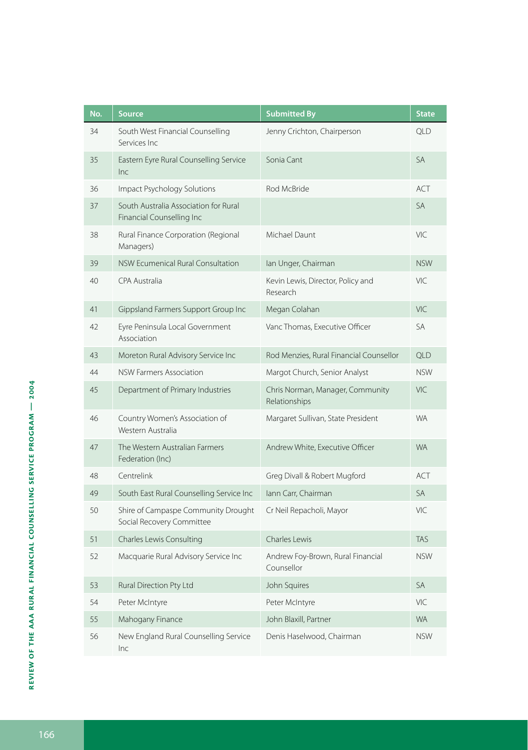| No. | Source | Submitted By | State |
|---|---|---|---|
| 34 | South West Financial Counselling Services Inc | Jenny Crichton, Chairperson | QLD |
| 35 | Eastern Eyre Rural Counselling Service Inc | Sonia Cant | SA |
| 36 | Impact Psychology Solutions | Rod McBride | ACT |
| 37 | South Australia Association for Rural Financial Counselling Inc | | SA |
| 38 | Rural Finance Corporation (Regional Managers) | Michael Daunt | VIC |
| 39 | NSW Ecumenical Rural Consultation | Ian Unger, Chairman | NSW |
| 40 | CPA Australia | Kevin Lewis, Director, Policy and Research | VIC |
| 41 | Gippsland Farmers Support Group Inc | Megan Colahan | VIC |
| 42 | Eyre Peninsula Local Government Association | Vanc Thomas, Executive Officer | SA |
| 43 | Moreton Rural Advisory Service Inc | Rod Menzies, Rural Financial Counsellor | QLD |
| 44 | NSW Farmers Association | Margot Church, Senior Analyst | NSW |
| 45 | Department of Primary Industries | Chris Norman, Manager, Community Relationships | VIC |
| 46 | Country Women's Association of Western Australia | Margaret Sullivan, State President | WA |
| 47 | The Western Australian Farmers Federation (Inc) | Andrew White, Executive Officer | WA |
| 48 | Centrelink | Greg Divall & Robert Mugford | ACT |
| 49 | South East Rural Counselling Service Inc | Iann Carr, Chairman | SA |
| 50 | Shire of Campaspe Community Drought Social Recovery Committee | Cr Neil Repacholi, Mayor | VIC |
| 51 | Charles Lewis Consulting | Charles Lewis | TAS |
| 52 | Macquarie Rural Advisory Service Inc | Andrew Foy-Brown, Rural Financial Counsellor | NSW |
| 53 | Rural Direction Pty Ltd | John Squires | SA |
| 54 | Peter McIntyre | Peter McIntyre | VIC |
| 55 | Mahogany Finance | John Blaxill, Partner | WA |
| 56 | New England Rural Counselling Service Inc | Denis Haselwood, Chairman | NSW |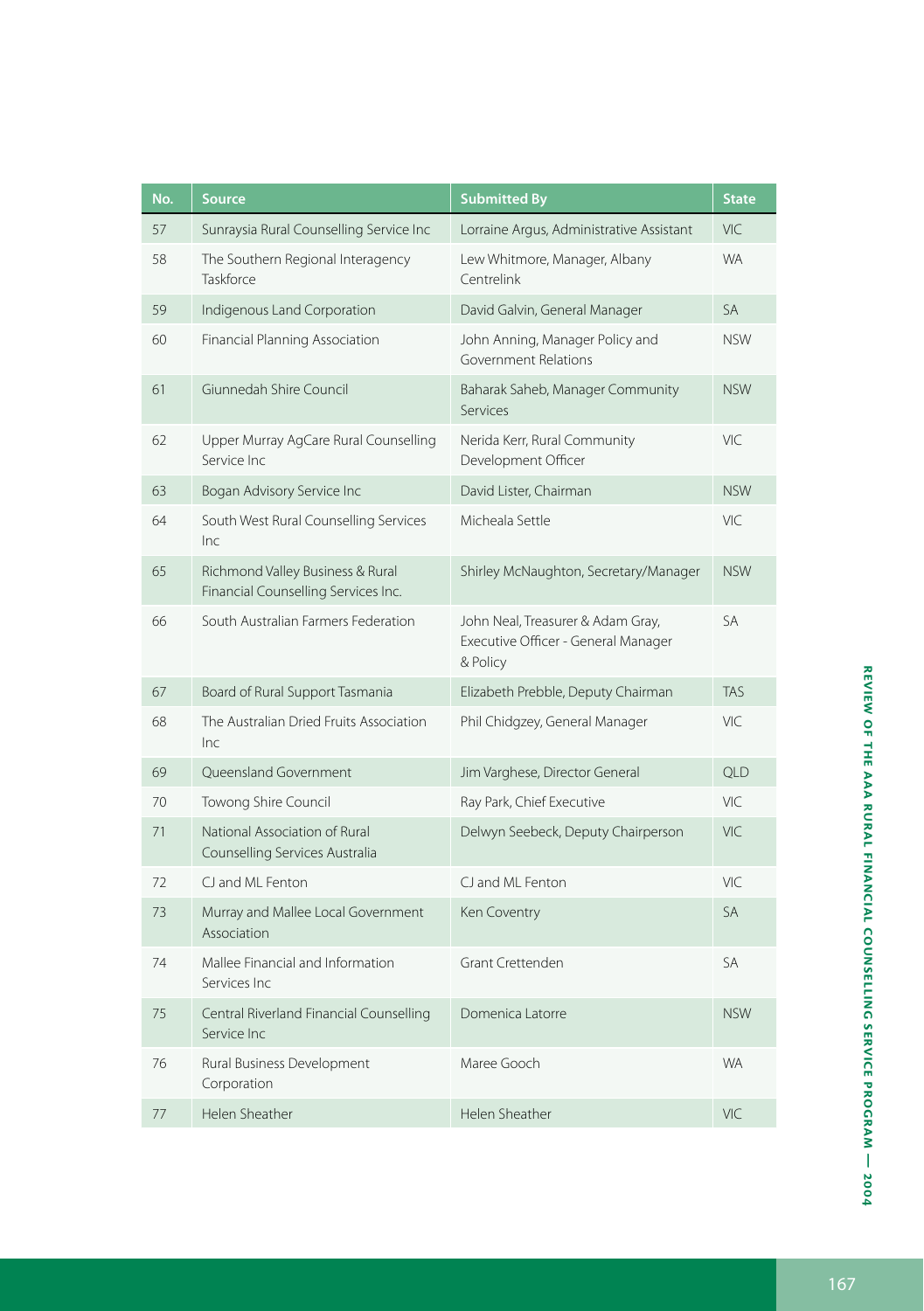| No. | Source | Submitted By | State |
|---|---|---|---|
| 57 | Sunraysia Rural Counselling Service Inc | Lorraine Argus, Administrative Assistant | VIC |
| 58 | The Southern Regional Interagency Taskforce | Lew Whitmore, Manager, Albany Centrelink | WA |
| 59 | Indigenous Land Corporation | David Galvin, General Manager | SA |
| 60 | Financial Planning Association | John Anning, Manager Policy and Government Relations | NSW |
| 61 | Giunnedah Shire Council | Baharak Saheb, Manager Community Services | NSW |
| 62 | Upper Murray AgCare Rural Counselling Service Inc | Nerida Kerr, Rural Community Development Officer | VIC |
| 63 | Bogan Advisory Service Inc | David Lister, Chairman | NSW |
| 64 | South West Rural Counselling Services Inc | Micheala Settle | VIC |
| 65 | Richmond Valley Business & Rural Financial Counselling Services Inc. | Shirley McNaughton, Secretary/Manager | NSW |
| 66 | South Australian Farmers Federation | John Neal, Treasurer & Adam Gray, Executive Officer - General Manager & Policy | SA |
| 67 | Board of Rural Support Tasmania | Elizabeth Prebble, Deputy Chairman | TAS |
| 68 | The Australian Dried Fruits Association Inc | Phil Chidgzey, General Manager | VIC |
| 69 | Queensland Government | Jim Varghese, Director General | QLD |
| 70 | Towong Shire Council | Ray Park, Chief Executive | VIC |
| 71 | National Association of Rural Counselling Services Australia | Delwyn Seebeck, Deputy Chairperson | VIC |
| 72 | CJ and ML Fenton | CJ and ML Fenton | VIC |
| 73 | Murray and Mallee Local Government Association | Ken Coventry | SA |
| 74 | Mallee Financial and Information Services Inc | Grant Crettenden | SA |
| 75 | Central Riverland Financial Counselling Service Inc | Domenica Latorre | NSW |
| 76 | Rural Business Development Corporation | Maree Gooch | WA |
| 77 | Helen Sheather | Helen Sheather | VIC |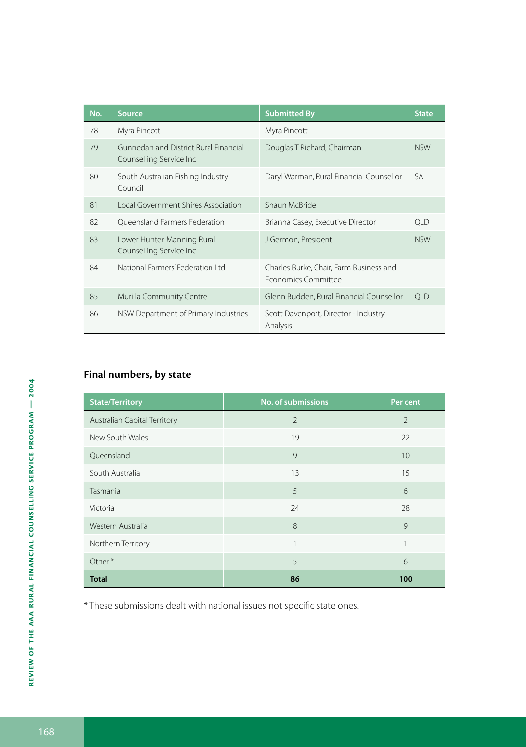| No. | Source | Submitted By | State |
| --- | --- | --- | --- |
| 78 | Myra Pincott | Myra Pincott | |
| 79 | Gunnedah and District Rural Financial Counselling Service Inc | Douglas T Richard, Chairman | NSW |
| 80 | South Australian Fishing Industry Council | Daryl Warman, Rural Financial Counsellor | SA |
| 81 | Local Government Shires Association | Shaun McBride | |
| 82 | Queensland Farmers Federation | Brianna Casey, Executive Director | QLD |
| 83 | Lower Hunter-Manning Rural Counselling Service Inc | J Germon, President | NSW |
| 84 | National Farmers' Federation Ltd | Charles Burke, Chair, Farm Business and Economics Committee | |
| 85 | Murilla Community Centre | Glenn Budden, Rural Financial Counsellor | QLD |
| 86 | NSW Department of Primary Industries | Scott Davenport, Director - Industry Analysis | |

## Final numbers, by state

| State/Territory | No. of submissions | Per cent |
| --- | --- | --- |
| Australian Capital Territory | 2 | 2 |
| New South Wales | 19 | 22 |
| Queensland | 9 | 10 |
| South Australia | 13 | 15 |
| Tasmania | 5 | 6 |
| Victoria | 24 | 28 |
| Western Australia | 8 | 9 |
| Northern Territory | 1 | 1 |
| Other * | 5 | 6 |
| **Total** | **86** | **100** |

* These submissions dealt with national issues not specific state ones.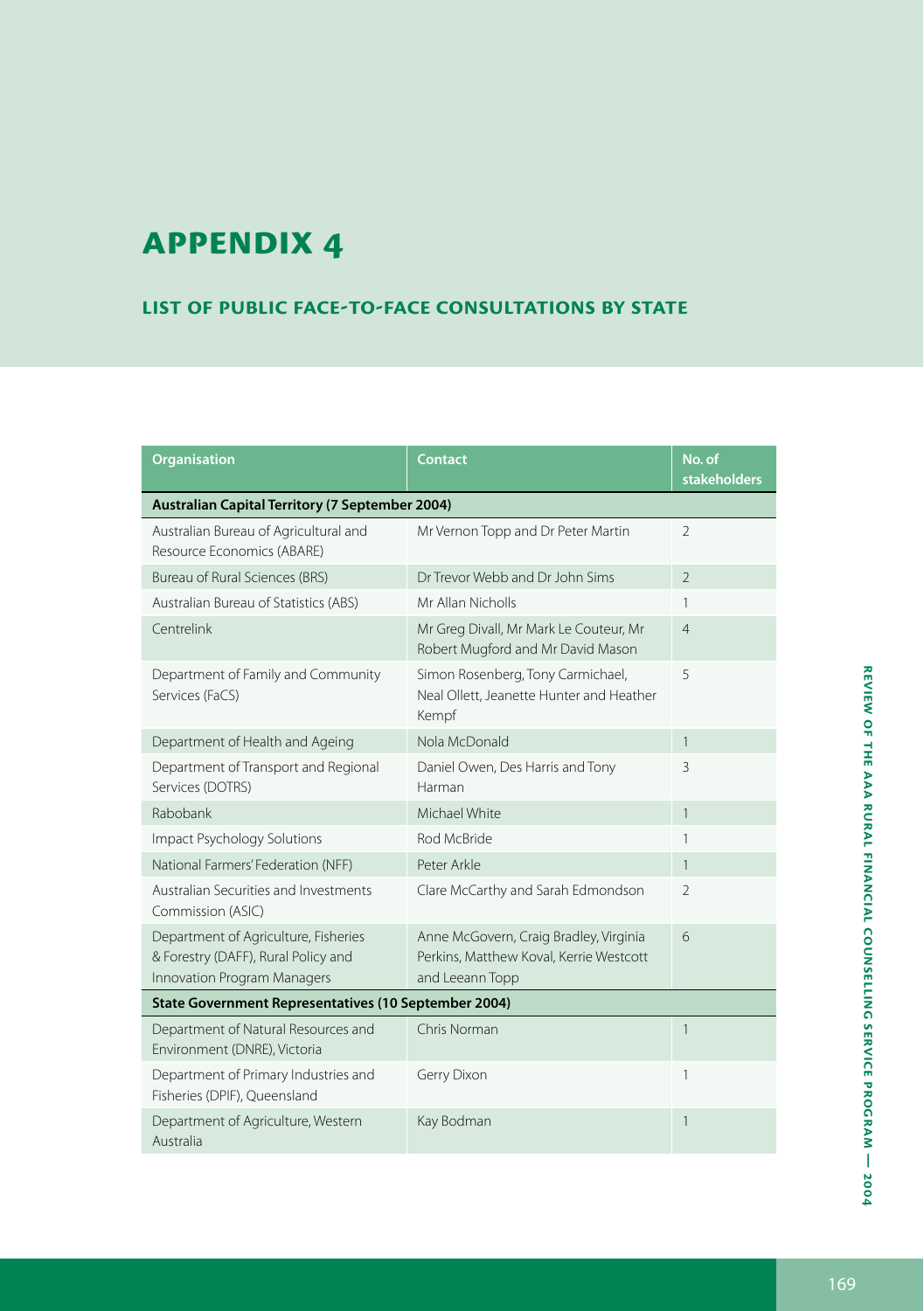# APPENDIX 4

## LIST OF PUBLIC FACE-TO-FACE CONSULTATIONS BY STATE

| Organisation | Contact | No. of stakeholders |
|---|---|---|
| **Australian Capital Territory (7 September 2004)** | | |
| Australian Bureau of Agricultural and Resource Economics (ABARE) | Mr Vernon Topp and Dr Peter Martin | 2 |
| Bureau of Rural Sciences (BRS) | Dr Trevor Webb and Dr John Sims | 2 |
| Australian Bureau of Statistics (ABS) | Mr Allan Nicholls | 1 |
| Centrelink | Mr Greg Divall, Mr Mark Le Couteur, Mr Robert Mugford and Mr David Mason | 4 |
| Department of Family and Community Services (FaCS) | Simon Rosenberg, Tony Carmichael, Neal Ollett, Jeanette Hunter and Heather Kempf | 5 |
| Department of Health and Ageing | Nola McDonald | 1 |
| Department of Transport and Regional Services (DOTRS) | Daniel Owen, Des Harris and Tony Harman | 3 |
| Rabobank | Michael White | 1 |
| Impact Psychology Solutions | Rod McBride | 1 |
| National Farmers' Federation (NFF) | Peter Arkle | 1 |
| Australian Securities and Investments Commission (ASIC) | Clare McCarthy and Sarah Edmondson | 2 |
| Department of Agriculture, Fisheries & Forestry (DAFF), Rural Policy and Innovation Program Managers | Anne McGovern, Craig Bradley, Virginia Perkins, Matthew Koval, Kerrie Westcott and Leeann Topp | 6 |
| **State Government Representatives (10 September 2004)** | | |
| Department of Natural Resources and Environment (DNRE), Victoria | Chris Norman | 1 |
| Department of Primary Industries and Fisheries (DPIF), Queensland | Gerry Dixon | 1 |
| Department of Agriculture, Western Australia | Kay Bodman | 1 |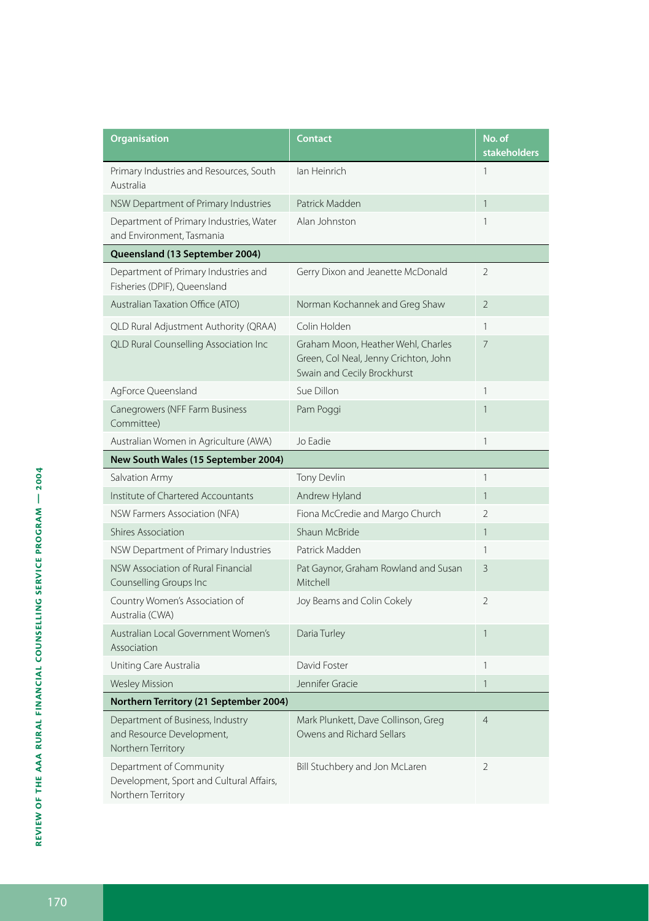| Organisation | Contact | No. of stakeholders |
|---|---|---|
| Primary Industries and Resources, South Australia | Ian Heinrich | 1 |
| NSW Department of Primary Industries | Patrick Madden | 1 |
| Department of Primary Industries, Water and Environment, Tasmania | Alan Johnston | 1 |
| **Queensland (13 September 2004)** | | |
| Department of Primary Industries and Fisheries (DPIF), Queensland | Gerry Dixon and Jeanette McDonald | 2 |
| Australian Taxation Office (ATO) | Norman Kochannek and Greg Shaw | 2 |
| QLD Rural Adjustment Authority (QRAA) | Colin Holden | 1 |
| QLD Rural Counselling Association Inc | Graham Moon, Heather Wehl, Charles Green, Col Neal, Jenny Crichton, John Swain and Cecily Brockhurst | 7 |
| AgForce Queensland | Sue Dillon | 1 |
| Canegrowers (NFF Farm Business Committee) | Pam Poggi | 1 |
| Australian Women in Agriculture (AWA) | Jo Eadie | 1 |
| **New South Wales (15 September 2004)** | | |
| Salvation Army | Tony Devlin | 1 |
| Institute of Chartered Accountants | Andrew Hyland | 1 |
| NSW Farmers Association (NFA) | Fiona McCredie and Margo Church | 2 |
| Shires Association | Shaun McBride | 1 |
| NSW Department of Primary Industries | Patrick Madden | 1 |
| NSW Association of Rural Financial Counselling Groups Inc | Pat Gaynor, Graham Rowland and Susan Mitchell | 3 |
| Country Women's Association of Australia (CWA) | Joy Beams and Colin Cokely | 2 |
| Australian Local Government Women's Association | Daria Turley | 1 |
| Uniting Care Australia | David Foster | 1 |
| Wesley Mission | Jennifer Gracie | 1 |
| **Northern Territory (21 September 2004)** | | |
| Department of Business, Industry and Resource Development, Northern Territory | Mark Plunkett, Dave Collinson, Greg Owens and Richard Sellars | 4 |
| Department of Community Development, Sport and Cultural Affairs, Northern Territory | Bill Stuchbery and Jon McLaren | 2 |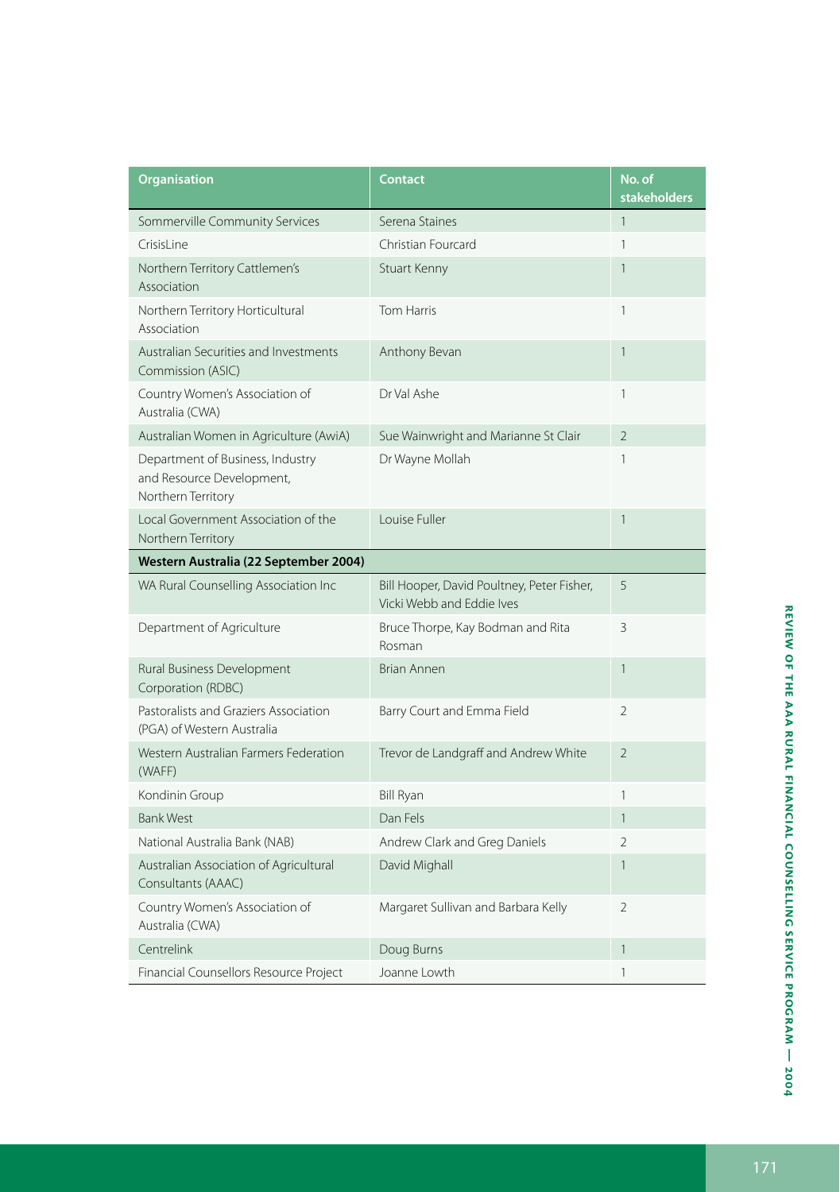| Organisation | Contact | No. of stakeholders |
| --- | --- | --- |
| Sommerville Community Services | Serena Staines | 1 |
| CrisisLine | Christian Fourcard | 1 |
| Northern Territory Cattlemen's Association | Stuart Kenny | 1 |
| Northern Territory Horticultural Association | Tom Harris | 1 |
| Australian Securities and Investments Commission (ASIC) | Anthony Bevan | 1 |
| Country Women's Association of Australia (CWA) | Dr Val Ashe | 1 |
| Australian Women in Agriculture (AwiA) | Sue Wainwright and Marianne St Clair | 2 |
| Department of Business, Industry and Resource Development, Northern Territory | Dr Wayne Mollah | 1 |
| Local Government Association of the Northern Territory | Louise Fuller | 1 |
| **Western Australia (22 September 2004)** | | |
| WA Rural Counselling Association Inc | Bill Hooper, David Poultney, Peter Fisher, Vicki Webb and Eddie Ives | 5 |
| Department of Agriculture | Bruce Thorpe, Kay Bodman and Rita Rosman | 3 |
| Rural Business Development Corporation (RDBC) | Brian Annen | 1 |
| Pastoralists and Graziers Association (PGA) of Western Australia | Barry Court and Emma Field | 2 |
| Western Australian Farmers Federation (WAFF) | Trevor de Landgraff and Andrew White | 2 |
| Kondinin Group | Bill Ryan | 1 |
| Bank West | Dan Fels | 1 |
| National Australia Bank (NAB) | Andrew Clark and Greg Daniels | 2 |
| Australian Association of Agricultural Consultants (AAAC) | David Mighall | 1 |
| Country Women's Association of Australia (CWA) | Margaret Sullivan and Barbara Kelly | 2 |
| Centrelink | Doug Burns | 1 |
| Financial Counsellors Resource Project | Joanne Lowth | 1 |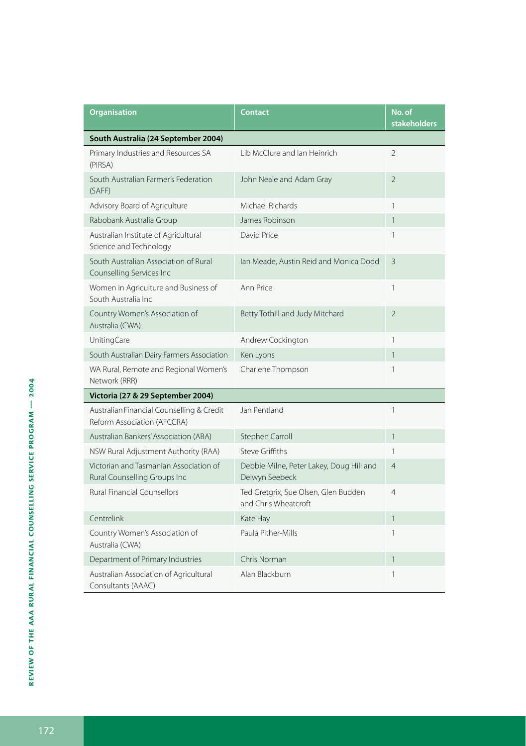| Organisation | Contact | No. of stakeholders |
|---|---|---|
| **South Australia (24 September 2004)** | | |
| Primary Industries and Resources SA (PIRSA) | Lib McClure and Ian Heinrich | 2 |
| South Australian Farmer's Federation (SAFF) | John Neale and Adam Gray | 2 |
| Advisory Board of Agriculture | Michael Richards | 1 |
| Rabobank Australia Group | James Robinson | 1 |
| Australian Institute of Agricultural Science and Technology | David Price | 1 |
| South Australian Association of Rural Counselling Services Inc | Ian Meade, Austin Reid and Monica Dodd | 3 |
| Women in Agriculture and Business of South Australia Inc | Ann Price | 1 |
| Country Women's Association of Australia (CWA) | Betty Tothill and Judy Mitchard | 2 |
| UnitingCare | Andrew Cockington | 1 |
| South Australian Dairy Farmers Association | Ken Lyons | 1 |
| WA Rural, Remote and Regional Women's Network (RRR) | Charlene Thompson | 1 |
| **Victoria (27 & 29 September 2004)** | | |
| Australian Financial Counselling & Credit Reform Association (AFCCRA) | Jan Pentland | 1 |
| Australian Bankers' Association (ABA) | Stephen Carroll | 1 |
| NSW Rural Adjustment Authority (RAA) | Steve Griffiths | 1 |
| Victorian and Tasmanian Association of Rural Counselling Groups Inc | Debbie Milne, Peter Lakey, Doug Hill and Delwyn Seebeck | 4 |
| Rural Financial Counsellors | Ted Gretgrix, Sue Olsen, Glen Budden and Chris Wheatcroft | 4 |
| Centrelink | Kate Hay | 1 |
| Country Women's Association of Australia (CWA) | Paula Pither-Mills | 1 |
| Department of Primary Industries | Chris Norman | 1 |
| Australian Association of Agricultural Consultants (AAAC) | Alan Blackburn | 1 |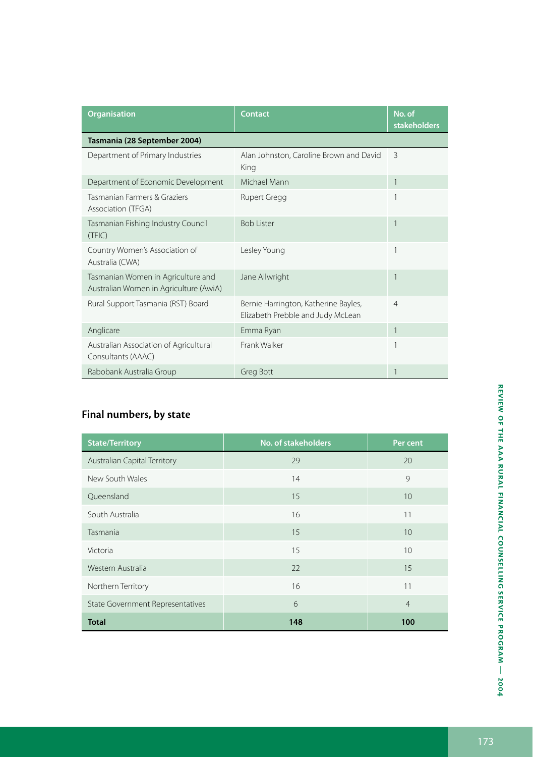| Organisation | Contact | No. of stakeholders |
|---|---|---|
| **Tasmania (28 September 2004)** | | |
| Department of Primary Industries | Alan Johnston, Caroline Brown and David King | 3 |
| Department of Economic Development | Michael Mann | 1 |
| Tasmanian Farmers & Graziers Association (TFGA) | Rupert Gregg | 1 |
| Tasmanian Fishing Industry Council (TFIC) | Bob Lister | 1 |
| Country Women's Association of Australia (CWA) | Lesley Young | 1 |
| Tasmanian Women in Agriculture and Australian Women in Agriculture (AwiA) | Jane Allwright | 1 |
| Rural Support Tasmania (RST) Board | Bernie Harrington, Katherine Bayles, Elizabeth Prebble and Judy McLean | 4 |
| Anglicare | Emma Ryan | 1 |
| Australian Association of Agricultural Consultants (AAAC) | Frank Walker | 1 |
| Rabobank Australia Group | Greg Bott | 1 |

## Final numbers, by state

| State/Territory | No. of stakeholders | Per cent |
|---|---|---|
| Australian Capital Territory | 29 | 20 |
| New South Wales | 14 | 9 |
| Queensland | 15 | 10 |
| South Australia | 16 | 11 |
| Tasmania | 15 | 10 |
| Victoria | 15 | 10 |
| Western Australia | 22 | 15 |
| Northern Territory | 16 | 11 |
| State Government Representatives | 6 | 4 |
| **Total** | **148** | **100** |